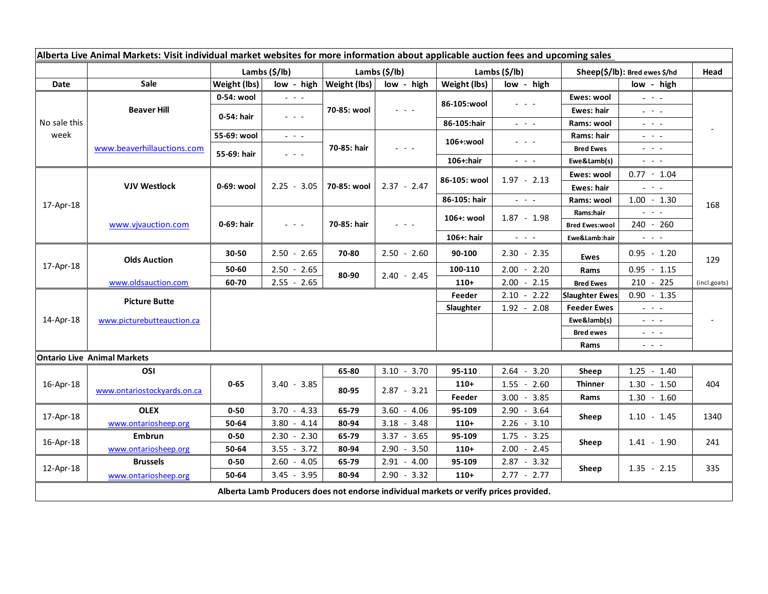**Alberta Live Animal Markets: Visit individual market websites for more information about applicable auction fees and upcoming sales**

| Date | Sale | Lambs ($/lb) | | Lambs ($/lb) | | Lambs ($/lb) | | Sheep($/lb): Bred ewes $/hd | | Head |
|---|---|---|---|---|---|---|---|---|---|---|
| | | Weight (lbs) | low - high | Weight (lbs) | low - high | Weight (lbs) | low - high | | low - high | |
| No sale this week | Beaver Hill www.beaverhillauctions.com | 0-54: wool | - - - | 70-85: wool | - - - | 86-105:wool | - - - | Ewes: wool | - - - | - |
| | | 0-54: hair | - - - | | | | | Ewes: hair | - - - | |
| | | | | | | 86-105:hair | - - - | Rams: wool | - - - | |
| | | 55-69: wool | - - - | 70-85: hair | - - - | 106+:wool | - - - | Rams: hair | - - - | |
| | | 55-69: hair | - - - | | | | | Bred Ewes | - - - | |
| | | | | | | 106+:hair | - - - | Ewe&Lamb(s) | - - - | |
| 17-Apr-18 | VJV Westlock www.vjvauction.com | 0-69: wool | 2.25 - 3.05 | 70-85: wool | 2.37 - 2.47 | 86-105: wool | 1.97 - 2.13 | Ewes: wool | 0.77 - 1.04 | 168 |
| | | | | | | | | Ewes: hair | - - - | |
| | | | | | | 86-105: hair | - - - | Rams: wool | 1.00 - 1.30 | |
| | | 0-69: hair | - - - | 70-85: hair | - - - | 106+: wool | 1.87 - 1.98 | Rams:hair | - - - | |
| | | | | | | | | Bred Ewes:wool | 240 - 260 | |
| | | | | | | 106+: hair | - - - | Ewe&Lamb:hair | - - - | |
| 17-Apr-18 | Olds Auction www.oldsauction.com | 30-50 | 2.50 - 2.65 | 70-80 | 2.50 - 2.60 | 90-100 | 2.30 - 2.35 | Ewes | 0.95 - 1.20 | 129 (incl.goats) |
| | | 50-60 | 2.50 - 2.65 | 80-90 | 2.40 - 2.45 | 100-110 | 2.00 - 2.20 | Rams | 0.95 - 1.15 | |
| | | 60-70 | 2.55 - 2.65 | | | 110+ | 2.00 - 2.15 | Bred Ewes | 210 - 225 | |
| 14-Apr-18 | Picture Butte www.picturebutteauction.ca | | | | | Feeder | 2.10 - 2.22 | Slaughter Ewes | 0.90 - 1.35 | - |
| | | | | | | Slaughter | 1.92 - 2.08 | Feeder Ewes | - - - | |
| | | | | | | | | Ewe&lamb(s) | - - - | |
| | | | | | | | | Bred ewes | - - - | |
| | | | | | | | | Rams | - - - | |
| **Ontario Live Animal Markets** | | | | | | | | | | |
| 16-Apr-18 | OSI www.ontariostockyards.on.ca | 0-65 | 3.40 - 3.85 | 65-80 | 3.10 - 3.70 | 95-110 | 2.64 - 3.20 | Sheep | 1.25 - 1.40 | 404 |
| | | | | 80-95 | 2.87 - 3.21 | 110+ | 1.55 - 2.60 | Thinner | 1.30 - 1.50 | |
| | | | | | | Feeder | 3.00 - 3.85 | Rams | 1.30 - 1.60 | |
| 17-Apr-18 | OLEX www.ontariosheep.org | 0-50 | 3.70 - 4.33 | 65-79 | 3.60 - 4.06 | 95-109 | 2.90 - 3.64 | Sheep | 1.10 - 1.45 | 1340 |
| | | 50-64 | 3.80 - 4.14 | 80-94 | 3.18 - 3.48 | 110+ | 2.26 - 3.10 | | | |
| 16-Apr-18 | Embrun www.ontariosheep.org | 0-50 | 2.30 - 2.30 | 65-79 | 3.37 - 3.65 | 95-109 | 1.75 - 3.25 | Sheep | 1.41 - 1.90 | 241 |
| | | 50-64 | 3.55 - 3.72 | 80-94 | 2.90 - 3.50 | 110+ | 2.00 - 2.45 | | | |
| 12-Apr-18 | Brussels www.ontariosheep.org | 0-50 | 2.60 - 4.05 | 65-79 | 2.91 - 4.00 | 95-109 | 2.87 - 3.32 | Sheep | 1.35 - 2.15 | 335 |
| | | 50-64 | 3.45 - 3.95 | 80-94 | 2.90 - 3.32 | 110+ | 2.77 - 2.77 | | | |

**Alberta Lamb Producers does not endorse individual markets or verify prices provided.**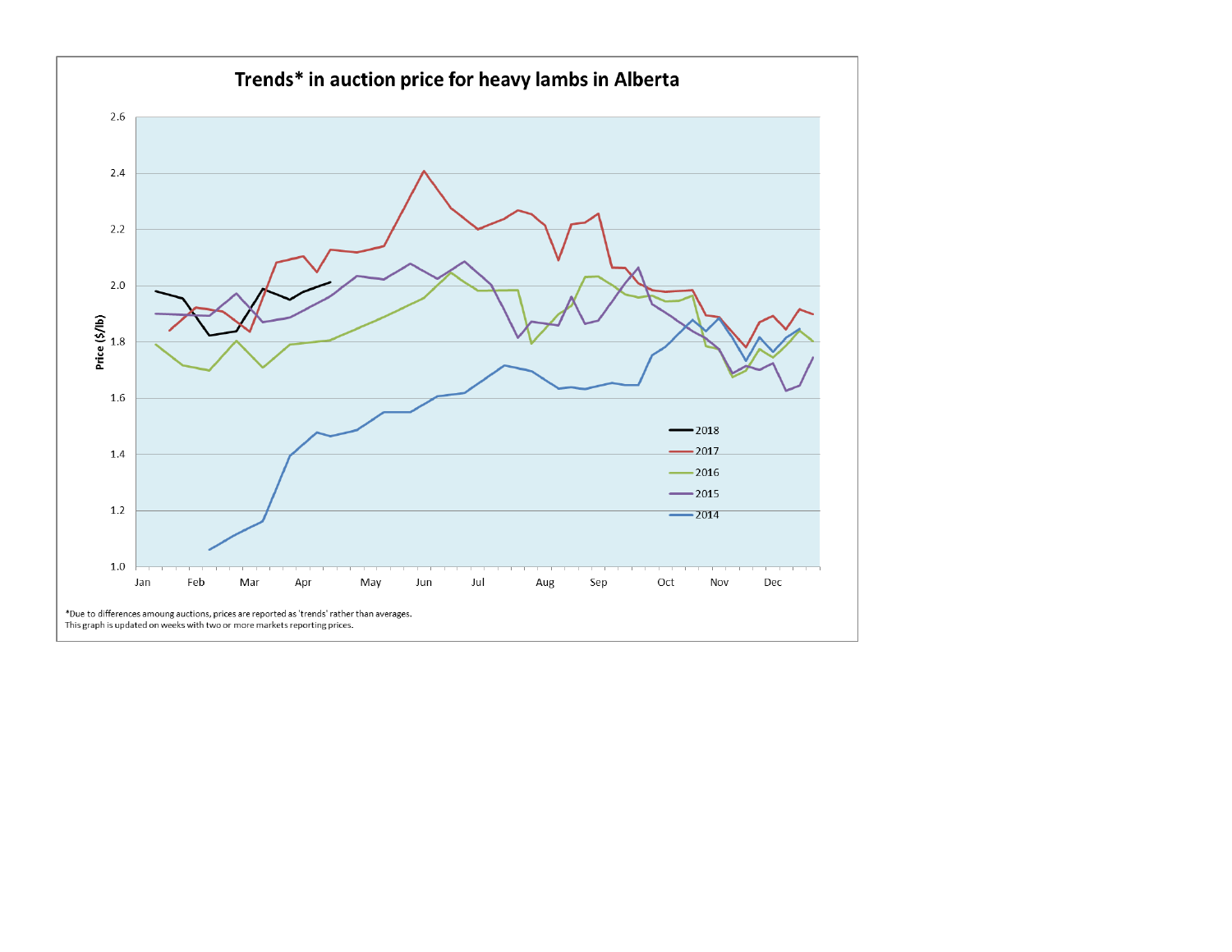# Trends* in auction price for heavy lambs in Alberta

Price ($/lb)

2.6
2.4
2.2
2.0
1.8
1.6
1.4
1.2
1.0

Jan Feb Mar Apr May Jun Jul Aug Sep Oct Nov Dec

2018
2017
2016
2015
2014

*Due to differences amoung auctions, prices are reported as 'trends' rather than averages.
This graph is updated on weeks with two or more markets reporting prices.